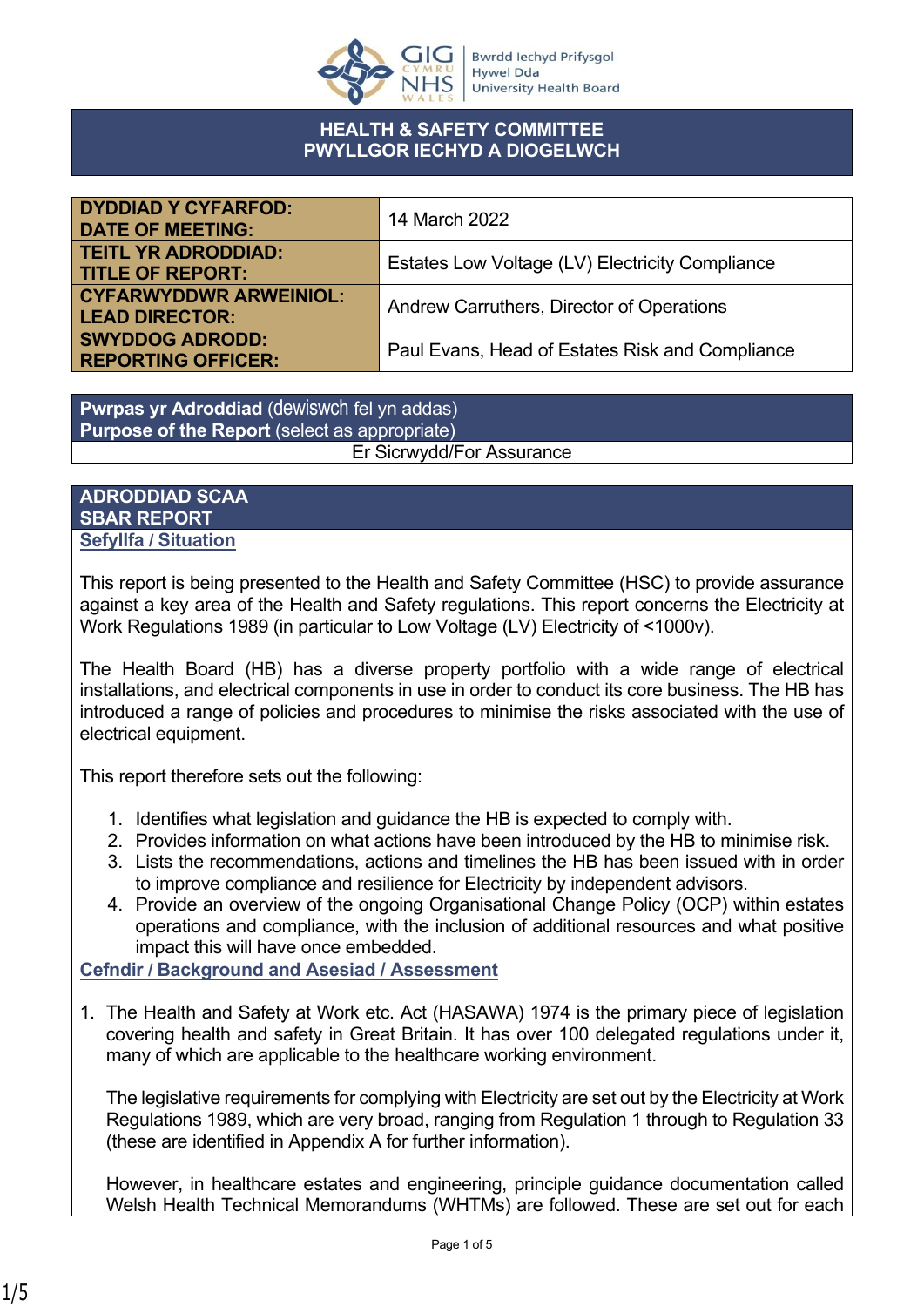Bwrdd Iechyd Prifysgol Hywel Dda University Health Board

# HEALTH & SAFETY COMMITTEE
# PWYLLGOR IECHYD A DIOGELWCH

| | |
|---|---|
| **DYDDIAD Y CYFARFOD: DATE OF MEETING:** | 14 March 2022 |
| **TEITL YR ADRODDIAD: TITLE OF REPORT:** | Estates Low Voltage (LV) Electricity Compliance |
| **CYFARWYDDWR ARWEINIOL: LEAD DIRECTOR:** | Andrew Carruthers, Director of Operations |
| **SWYDDOG ADRODD: REPORTING OFFICER:** | Paul Evans, Head of Estates Risk and Compliance |

**Pwrpas yr Adroddiad** (dewiswch fel yn addas)
**Purpose of the Report** (select as appropriate)

Er Sicrwydd/For Assurance

## ADRODDIAD SCAA
## SBAR REPORT

### Sefyllfa / Situation

This report is being presented to the Health and Safety Committee (HSC) to provide assurance against a key area of the Health and Safety regulations. This report concerns the Electricity at Work Regulations 1989 (in particular to Low Voltage (LV) Electricity of <1000v).

The Health Board (HB) has a diverse property portfolio with a wide range of electrical installations, and electrical components in use in order to conduct its core business. The HB has introduced a range of policies and procedures to minimise the risks associated with the use of electrical equipment.

This report therefore sets out the following:

1. Identifies what legislation and guidance the HB is expected to comply with.
2. Provides information on what actions have been introduced by the HB to minimise risk.
3. Lists the recommendations, actions and timelines the HB has been issued with in order to improve compliance and resilience for Electricity by independent advisors.
4. Provide an overview of the ongoing Organisational Change Policy (OCP) within estates operations and compliance, with the inclusion of additional resources and what positive impact this will have once embedded.

### Cefndir / Background and Asesiad / Assessment

1. The Health and Safety at Work etc. Act (HASAWA) 1974 is the primary piece of legislation covering health and safety in Great Britain. It has over 100 delegated regulations under it, many of which are applicable to the healthcare working environment.

   The legislative requirements for complying with Electricity are set out by the Electricity at Work Regulations 1989, which are very broad, ranging from Regulation 1 through to Regulation 33 (these are identified in Appendix A for further information).

   However, in healthcare estates and engineering, principle guidance documentation called Welsh Health Technical Memorandums (WHTMs) are followed. These are set out for each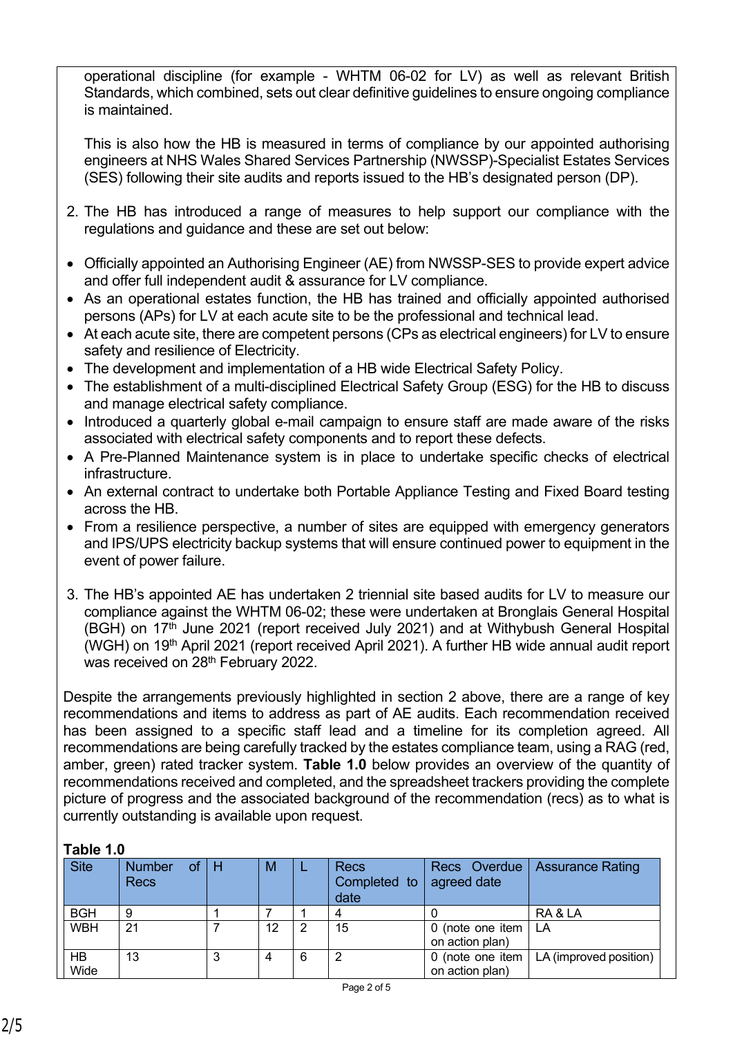operational discipline (for example - WHTM 06-02 for LV) as well as relevant British Standards, which combined, sets out clear definitive guidelines to ensure ongoing compliance is maintained.

This is also how the HB is measured in terms of compliance by our appointed authorising engineers at NHS Wales Shared Services Partnership (NWSSP)-Specialist Estates Services (SES) following their site audits and reports issued to the HB's designated person (DP).

2. The HB has introduced a range of measures to help support our compliance with the regulations and guidance and these are set out below:

- Officially appointed an Authorising Engineer (AE) from NWSSP-SES to provide expert advice and offer full independent audit & assurance for LV compliance.
- As an operational estates function, the HB has trained and officially appointed authorised persons (APs) for LV at each acute site to be the professional and technical lead.
- At each acute site, there are competent persons (CPs as electrical engineers) for LV to ensure safety and resilience of Electricity.
- The development and implementation of a HB wide Electrical Safety Policy.
- The establishment of a multi-disciplined Electrical Safety Group (ESG) for the HB to discuss and manage electrical safety compliance.
- Introduced a quarterly global e-mail campaign to ensure staff are made aware of the risks associated with electrical safety components and to report these defects.
- A Pre-Planned Maintenance system is in place to undertake specific checks of electrical infrastructure.
- An external contract to undertake both Portable Appliance Testing and Fixed Board testing across the HB.
- From a resilience perspective, a number of sites are equipped with emergency generators and IPS/UPS electricity backup systems that will ensure continued power to equipment in the event of power failure.

3. The HB's appointed AE has undertaken 2 triennial site based audits for LV to measure our compliance against the WHTM 06-02; these were undertaken at Bronglais General Hospital (BGH) on 17th June 2021 (report received July 2021) and at Withybush General Hospital (WGH) on 19th April 2021 (report received April 2021). A further HB wide annual audit report was received on 28th February 2022.

Despite the arrangements previously highlighted in section 2 above, there are a range of key recommendations and items to address as part of AE audits. Each recommendation received has been assigned to a specific staff lead and a timeline for its completion agreed. All recommendations are being carefully tracked by the estates compliance team, using a RAG (red, amber, green) rated tracker system. **Table 1.0** below provides an overview of the quantity of recommendations received and completed, and the spreadsheet trackers providing the complete picture of progress and the associated background of the recommendation (recs) as to what is currently outstanding is available upon request.

**Table 1.0**

| Site | Number of Recs | H | M | L | Recs Completed to date | Recs Overdue agreed date | Assurance Rating |
|---|---|---|---|---|---|---|---|
| BGH | 9 | 1 | 7 | 1 | 4 | 0 | RA & LA |
| WBH | 21 | 7 | 12 | 2 | 15 | 0 (note one item on action plan) | LA |
| HB Wide | 13 | 3 | 4 | 6 | 2 | 0 (note one item on action plan) | LA (improved position) |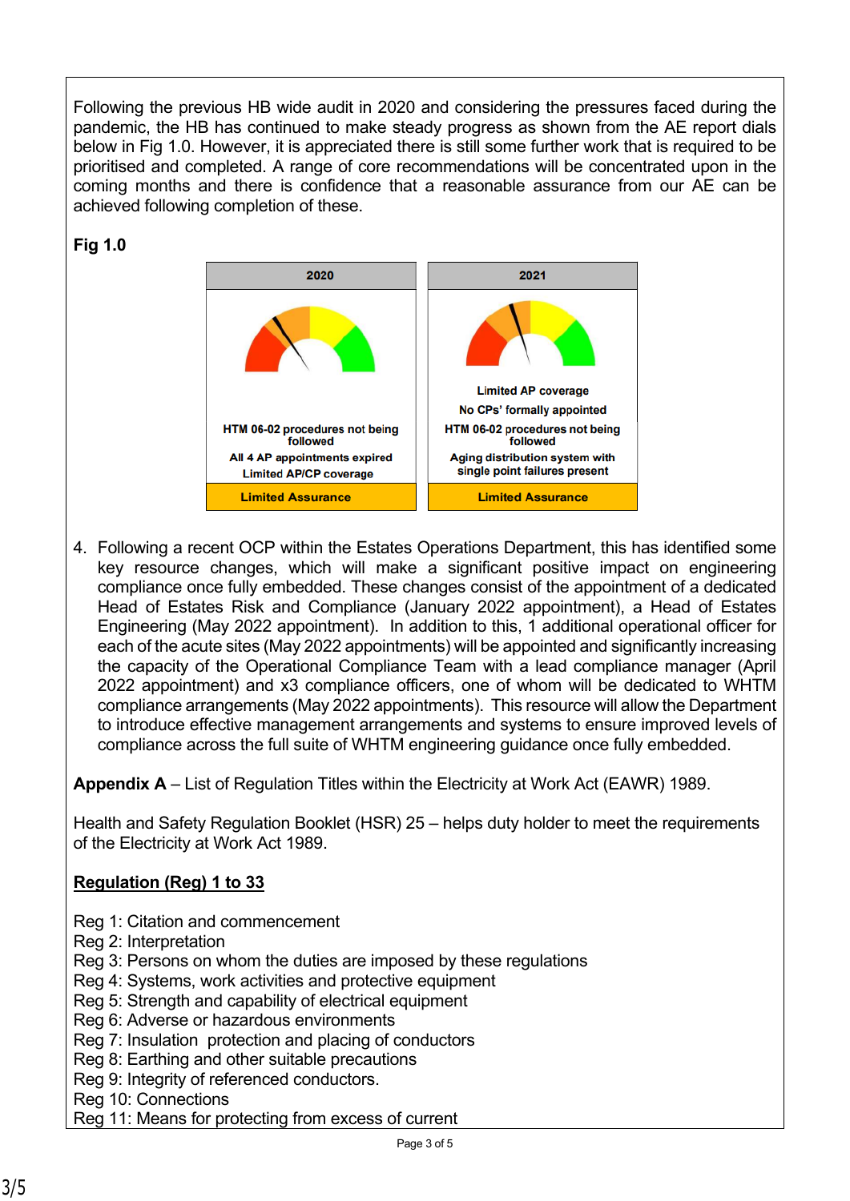Following the previous HB wide audit in 2020 and considering the pressures faced during the pandemic, the HB has continued to make steady progress as shown from the AE report dials below in Fig 1.0. However, it is appreciated there is still some further work that is required to be prioritised and completed. A range of core recommendations will be concentrated upon in the coming months and there is confidence that a reasonable assurance from our AE can be achieved following completion of these.

**Fig 1.0**

| 2020 | 2021 |
|---|---|
| HTM 06-02 procedures not being followed<br>All 4 AP appointments expired<br>Limited AP/CP coverage | Limited AP coverage<br>No CPs' formally appointed<br>HTM 06-02 procedures not being followed<br>Aging distribution system with single point failures present |
| Limited Assurance | Limited Assurance |

4. Following a recent OCP within the Estates Operations Department, this has identified some key resource changes, which will make a significant positive impact on engineering compliance once fully embedded. These changes consist of the appointment of a dedicated Head of Estates Risk and Compliance (January 2022 appointment), a Head of Estates Engineering (May 2022 appointment). In addition to this, 1 additional operational officer for each of the acute sites (May 2022 appointments) will be appointed and significantly increasing the capacity of the Operational Compliance Team with a lead compliance manager (April 2022 appointment) and x3 compliance officers, one of whom will be dedicated to WHTM compliance arrangements (May 2022 appointments). This resource will allow the Department to introduce effective management arrangements and systems to ensure improved levels of compliance across the full suite of WHTM engineering guidance once fully embedded.

**Appendix A** – List of Regulation Titles within the Electricity at Work Act (EAWR) 1989.

Health and Safety Regulation Booklet (HSR) 25 – helps duty holder to meet the requirements of the Electricity at Work Act 1989.

**Regulation (Reg) 1 to 33**

Reg 1: Citation and commencement
Reg 2: Interpretation
Reg 3: Persons on whom the duties are imposed by these regulations
Reg 4: Systems, work activities and protective equipment
Reg 5: Strength and capability of electrical equipment
Reg 6: Adverse or hazardous environments
Reg 7: Insulation protection and placing of conductors
Reg 8: Earthing and other suitable precautions
Reg 9: Integrity of referenced conductors.
Reg 10: Connections
Reg 11: Means for protecting from excess of current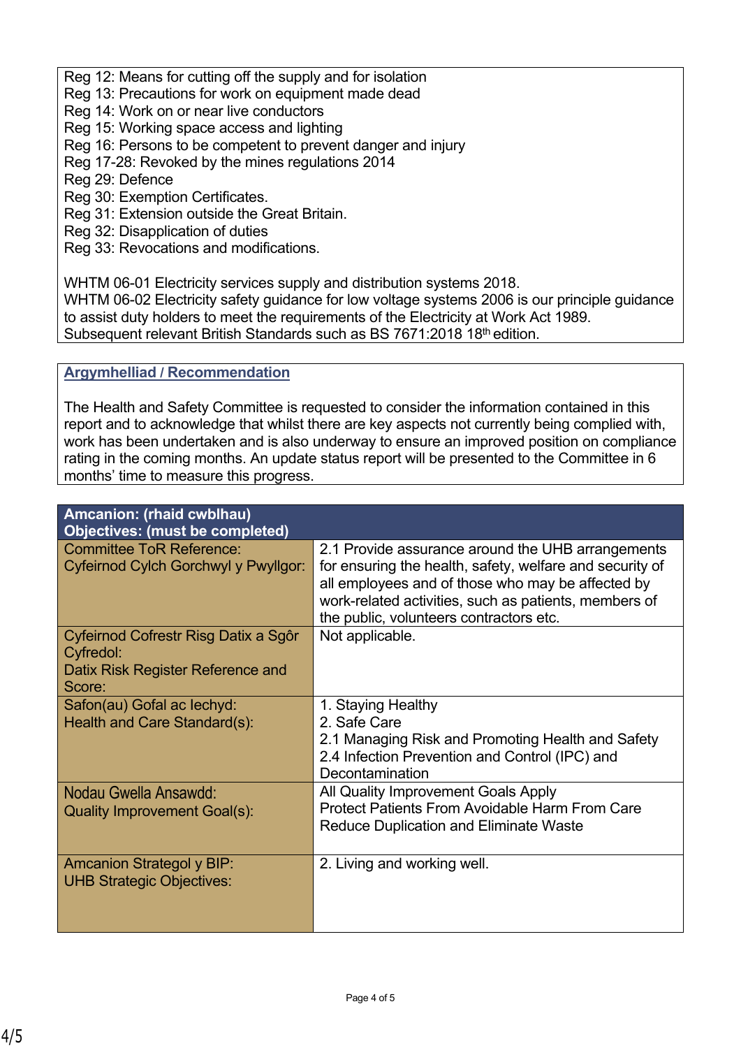Reg 12: Means for cutting off the supply and for isolation
Reg 13: Precautions for work on equipment made dead
Reg 14: Work on or near live conductors
Reg 15: Working space access and lighting
Reg 16: Persons to be competent to prevent danger and injury
Reg 17-28: Revoked by the mines regulations 2014
Reg 29: Defence
Reg 30: Exemption Certificates.
Reg 31: Extension outside the Great Britain.
Reg 32: Disapplication of duties
Reg 33: Revocations and modifications.

WHTM 06-01 Electricity services supply and distribution systems 2018.
WHTM 06-02 Electricity safety guidance for low voltage systems 2006 is our principle guidance to assist duty holders to meet the requirements of the Electricity at Work Act 1989.
Subsequent relevant British Standards such as BS 7671:2018 18th edition.

## Argymhelliad / Recommendation

The Health and Safety Committee is requested to consider the information contained in this report and to acknowledge that whilst there are key aspects not currently being complied with, work has been undertaken and is also underway to ensure an improved position on compliance rating in the coming months. An update status report will be presented to the Committee in 6 months' time to measure this progress.

| Amcanion: (rhaid cwblhau) Objectives: (must be completed) | |
|---|---|
| Committee ToR Reference: Cyfeirnod Cylch Gorchwyl y Pwyllgor: | 2.1 Provide assurance around the UHB arrangements for ensuring the health, safety, welfare and security of all employees and of those who may be affected by work-related activities, such as patients, members of the public, volunteers contractors etc. |
| Cyfeirnod Cofrestr Risg Datix a Sgôr Cyfredol: Datix Risk Register Reference and Score: | Not applicable. |
| Safon(au) Gofal ac Iechyd: Health and Care Standard(s): | 1. Staying Healthy<br>2. Safe Care<br>2.1 Managing Risk and Promoting Health and Safety<br>2.4 Infection Prevention and Control (IPC) and Decontamination |
| Nodau Gwella Ansawdd: Quality Improvement Goal(s): | All Quality Improvement Goals Apply<br>Protect Patients From Avoidable Harm From Care<br>Reduce Duplication and Eliminate Waste |
| Amcanion Strategol y BIP: UHB Strategic Objectives: | 2. Living and working well. |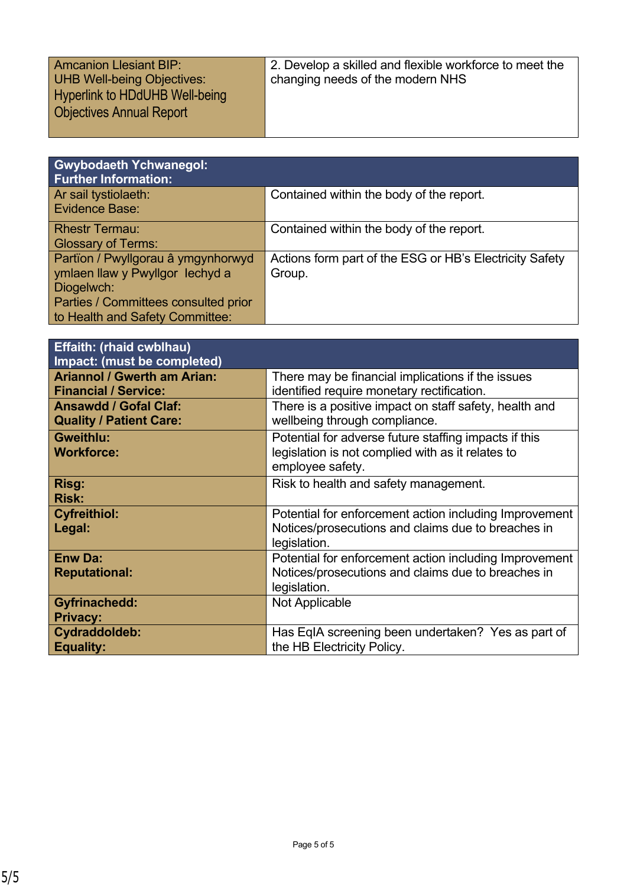| | |
|---|---|
| Amcanion Llesiant BIP:<br>UHB Well-being Objectives:<br>Hyperlink to HDdUHB Well-being Objectives Annual Report | 2. Develop a skilled and flexible workforce to meet the changing needs of the modern NHS |

| **Gwybodaeth Ychwanegol:**<br>**Further Information:** | |
|---|---|
| Ar sail tystiolaeth:<br>Evidence Base: | Contained within the body of the report. |
| Rhestr Termau:<br>Glossary of Terms: | Contained within the body of the report. |
| Partïon / Pwyllgorau â ymgynhorwyd ymlaen llaw y Pwyllgor Iechyd a Diogelwch:<br>Parties / Committees consulted prior to Health and Safety Committee: | Actions form part of the ESG or HB's Electricity Safety Group. |

| **Effaith: (rhaid cwblhau)**<br>**Impact: (must be completed)** | |
|---|---|
| **Ariannol / Gwerth am Arian:**<br>**Financial / Service:** | There may be financial implications if the issues identified require monetary rectification. |
| **Ansawdd / Gofal Claf:**<br>**Quality / Patient Care:** | There is a positive impact on staff safety, health and wellbeing through compliance. |
| **Gweithlu:**<br>**Workforce:** | Potential for adverse future staffing impacts if this legislation is not complied with as it relates to employee safety. |
| **Risg:**<br>**Risk:** | Risk to health and safety management. |
| **Cyfreithiol:**<br>**Legal:** | Potential for enforcement action including Improvement Notices/prosecutions and claims due to breaches in legislation. |
| **Enw Da:**<br>**Reputational:** | Potential for enforcement action including Improvement Notices/prosecutions and claims due to breaches in legislation. |
| **Gyfrinachedd:**<br>**Privacy:** | Not Applicable |
| **Cydraddoldeb:**<br>**Equality:** | Has EqIA screening been undertaken? Yes as part of the HB Electricity Policy. |